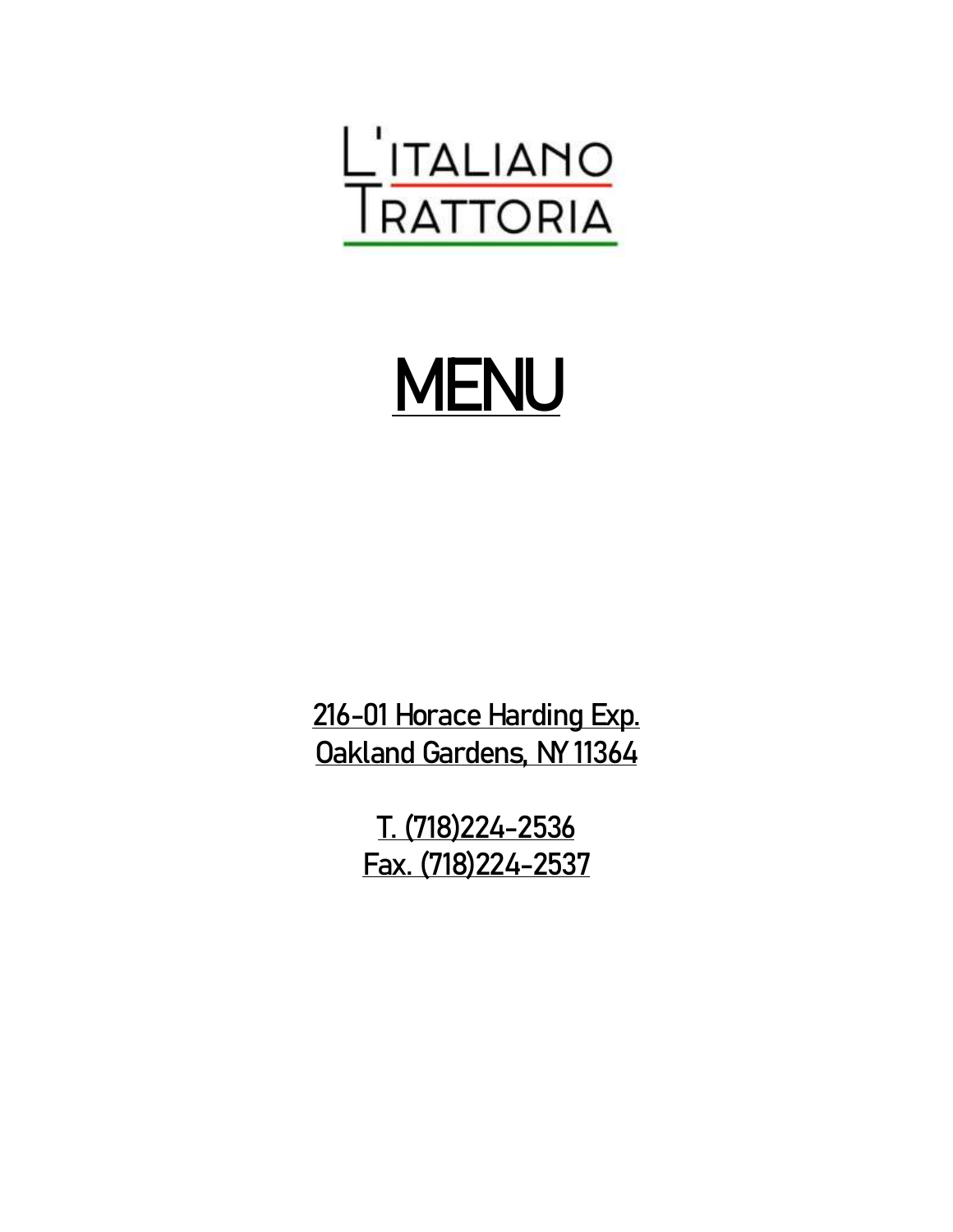# L'ITALIANO TRATTORIA

# MENU

216-01 Horace Harding Exp.
Oakland Gardens, NY 11364

T. (718)224-2536
Fax. (718)224-2537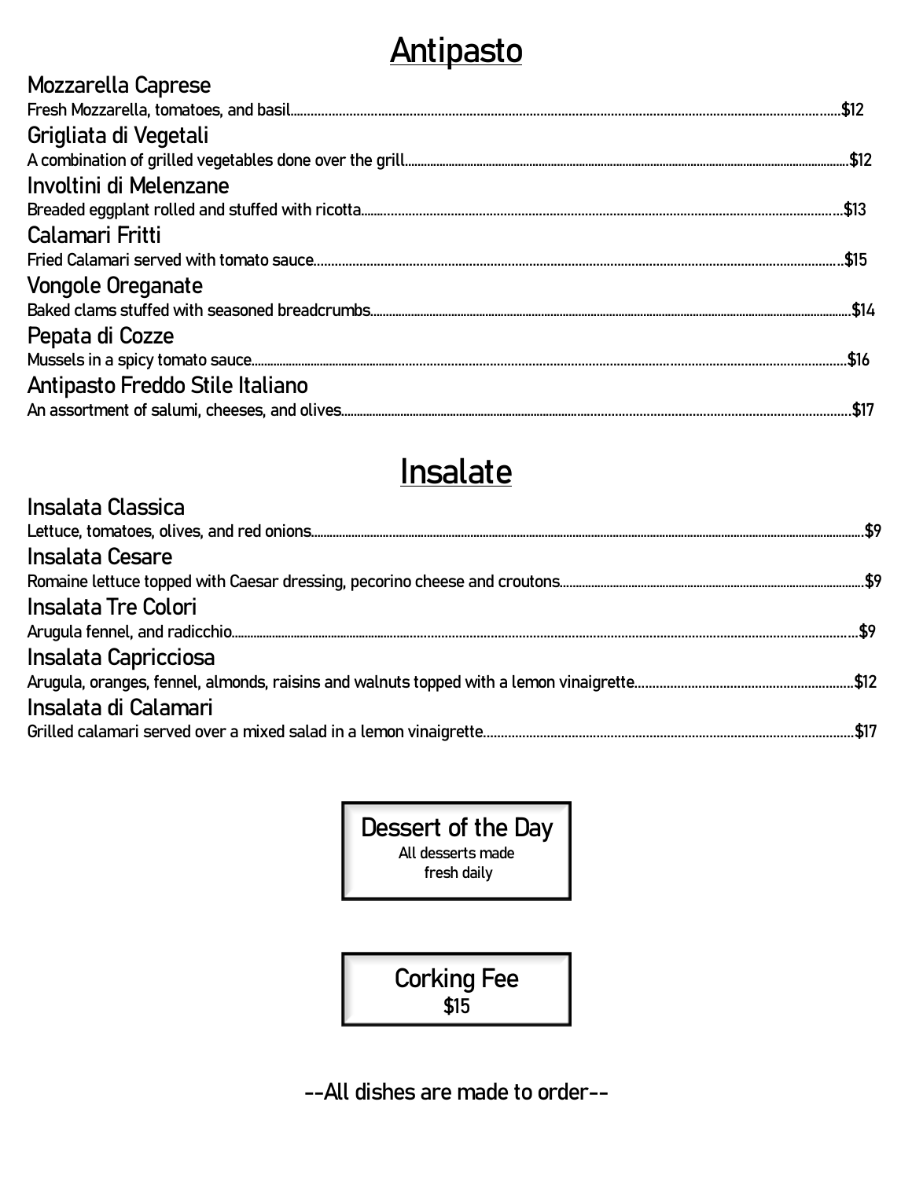# Antipasto

### Mozzarella Caprese
Fresh Mozzarella, tomatoes, and basil...........$12

### Grigliata di Vegetali
A combination of grilled vegetables done over the grill...........$12

### Involtini di Melenzane
Breaded eggplant rolled and stuffed with ricotta...........$13

### Calamari Fritti
Fried Calamari served with tomato sauce...........$15

### Vongole Oreganate
Baked clams stuffed with seasoned breadcrumbs...........$14

### Pepata di Cozze
Mussels in a spicy tomato sauce...........$16

### Antipasto Freddo Stile Italiano
An assortment of salumi, cheeses, and olives...........$17

# Insalate

### Insalata Classica
Lettuce, tomatoes, olives, and red onions...........$9

### Insalata Cesare
Romaine lettuce topped with Caesar dressing, pecorino cheese and croutons...........$9

### Insalata Tre Colori
Arugula fennel, and radicchio...........$9

### Insalata Capricciosa
Arugula, oranges, fennel, almonds, raisins and walnuts topped with a lemon vinaigrette...........$12

### Insalata di Calamari
Grilled calamari served over a mixed salad in a lemon vinaigrette...........$17

**Dessert of the Day**
All desserts made fresh daily

**Corking Fee**
$15

--All dishes are made to order--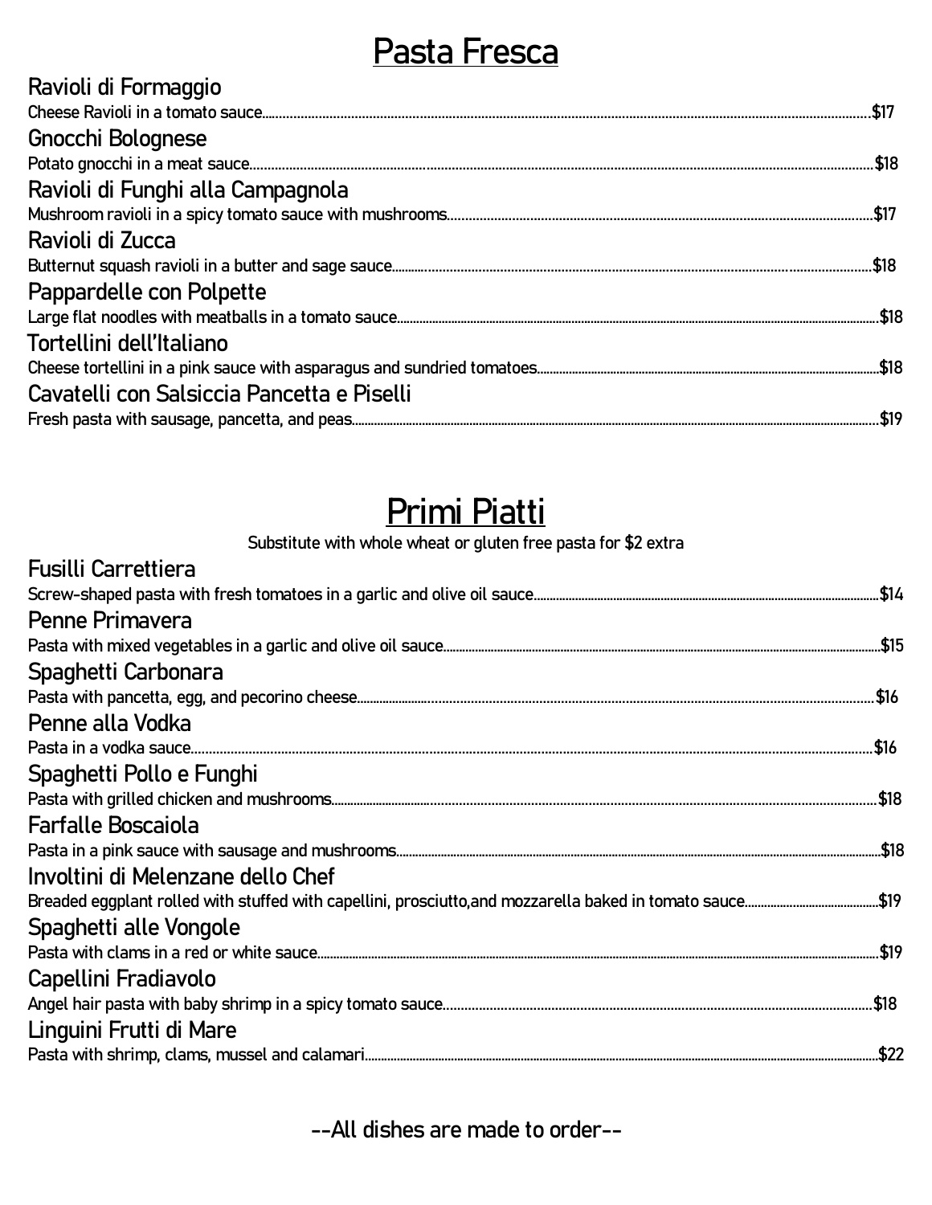# Pasta Fresca

### Ravioli di Formaggio
Cheese Ravioli in a tomato sauce........................................$17

### Gnocchi Bolognese
Potato gnocchi in a meat sauce........................................$18

### Ravioli di Funghi alla Campagnola
Mushroom ravioli in a spicy tomato sauce with mushrooms........................................$17

### Ravioli di Zucca
Butternut squash ravioli in a butter and sage sauce........................................$18

### Pappardelle con Polpette
Large flat noodles with meatballs in a tomato sauce........................................$18

### Tortellini dell'Italiano
Cheese tortellini in a pink sauce with asparagus and sundried tomatoes........................................$18

### Cavatelli con Salsiccia Pancetta e Piselli
Fresh pasta with sausage, pancetta, and peas........................................$19

# Primi Piatti

Substitute with whole wheat or gluten free pasta for $2 extra

### Fusilli Carrettiera
Screw-shaped pasta with fresh tomatoes in a garlic and olive oil sauce........................................$14

### Penne Primavera
Pasta with mixed vegetables in a garlic and olive oil sauce........................................$15

### Spaghetti Carbonara
Pasta with pancetta, egg, and pecorino cheese........................................$16

### Penne alla Vodka
Pasta in a vodka sauce........................................$16

### Spaghetti Pollo e Funghi
Pasta with grilled chicken and mushrooms........................................$18

### Farfalle Boscaiola
Pasta in a pink sauce with sausage and mushrooms........................................$18

### Involtini di Melenzane dello Chef
Breaded eggplant rolled with stuffed with capellini, prosciutto,and mozzarella baked in tomato sauce........................................$19

### Spaghetti alle Vongole
Pasta with clams in a red or white sauce........................................$19

### Capellini Fradiavolo
Angel hair pasta with baby shrimp in a spicy tomato sauce........................................$18

### Linguini Frutti di Mare
Pasta with shrimp, clams, mussel and calamari........................................$22

--All dishes are made to order--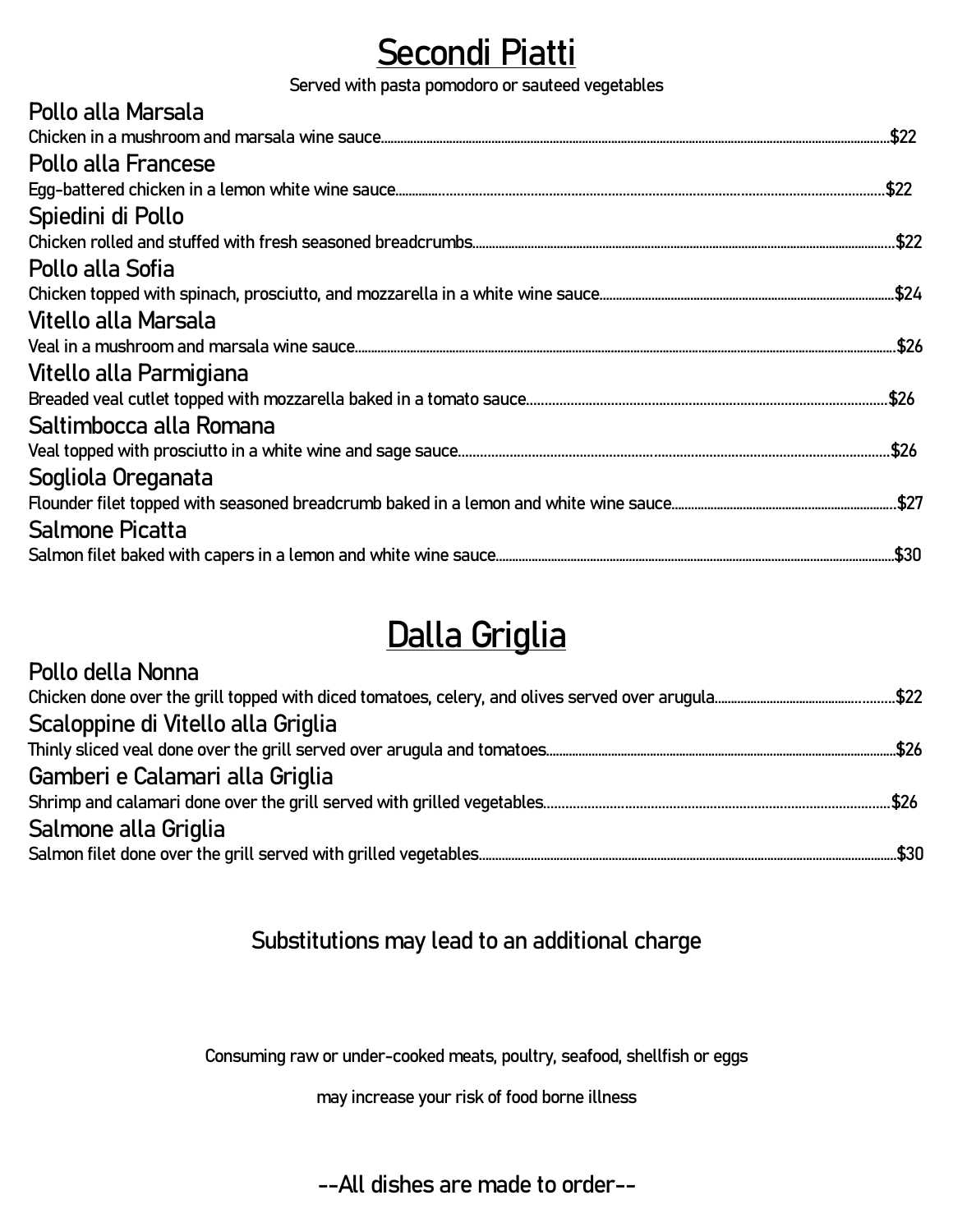# Secondi Piatti

Served with pasta pomodoro or sauteed vegetables

### Pollo alla Marsala
Chicken in a mushroom and marsala wine sauce........$22

### Pollo alla Francese
Egg-battered chicken in a lemon white wine sauce........$22

### Spiedini di Pollo
Chicken rolled and stuffed with fresh seasoned breadcrumbs........$22

### Pollo alla Sofia
Chicken topped with spinach, prosciutto, and mozzarella in a white wine sauce........$24

### Vitello alla Marsala
Veal in a mushroom and marsala wine sauce........$26

### Vitello alla Parmigiana
Breaded veal cutlet topped with mozzarella baked in a tomato sauce........$26

### Saltimbocca alla Romana
Veal topped with prosciutto in a white wine and sage sauce........$26

### Sogliola Oreganata
Flounder filet topped with seasoned breadcrumb baked in a lemon and white wine sauce........$27

### Salmone Picatta
Salmon filet baked with capers in a lemon and white wine sauce........$30

# Dalla Griglia

### Pollo della Nonna
Chicken done over the grill topped with diced tomatoes, celery, and olives served over arugula........$22

### Scaloppine di Vitello alla Griglia
Thinly sliced veal done over the grill served over arugula and tomatoes........$26

### Gamberi e Calamari alla Griglia
Shrimp and calamari done over the grill served with grilled vegetables........$26

### Salmone alla Griglia
Salmon filet done over the grill served with grilled vegetables........$30

Substitutions may lead to an additional charge

Consuming raw or under-cooked meats, poultry, seafood, shellfish or eggs

may increase your risk of food borne illness

--All dishes are made to order--